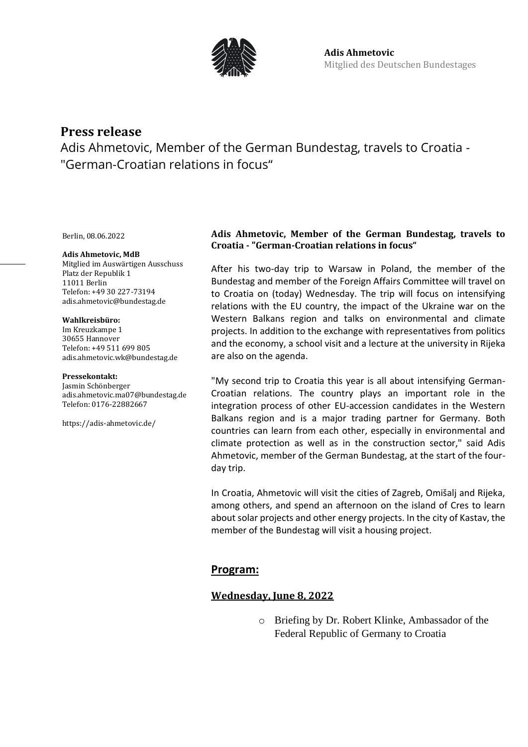**Adis Ahmetovic**
Mitglied des Deutschen Bundestages

# Press release

Adis Ahmetovic, Member of the German Bundestag, travels to Croatia - "German-Croatian relations in focus"

Berlin, 08.06.2022

**Adis Ahmetovic, MdB**
Mitglied im Auswärtigen Ausschuss
Platz der Republik 1
11011 Berlin
Telefon: +49 30 227-73194
adis.ahmetovic@bundestag.de

**Wahlkreisbüro:**
Im Kreuzkampe 1
30655 Hannover
Telefon: +49 511 699 805
adis.ahmetovic.wk@bundestag.de

**Pressekontakt:**
Jasmin Schönberger
adis.ahmetovic.ma07@bundestag.de
Telefon: 0176-22882667

https://adis-ahmetovic.de/

**Adis Ahmetovic, Member of the German Bundestag, travels to Croatia - "German-Croatian relations in focus"**

After his two-day trip to Warsaw in Poland, the member of the Bundestag and member of the Foreign Affairs Committee will travel on to Croatia on (today) Wednesday. The trip will focus on intensifying relations with the EU country, the impact of the Ukraine war on the Western Balkans region and talks on environmental and climate projects. In addition to the exchange with representatives from politics and the economy, a school visit and a lecture at the university in Rijeka are also on the agenda.

"My second trip to Croatia this year is all about intensifying German-Croatian relations. The country plays an important role in the integration process of other EU-accession candidates in the Western Balkans region and is a major trading partner for Germany. Both countries can learn from each other, especially in environmental and climate protection as well as in the construction sector," said Adis Ahmetovic, member of the German Bundestag, at the start of the four-day trip.

In Croatia, Ahmetovic will visit the cities of Zagreb, Omišalj and Rijeka, among others, and spend an afternoon on the island of Cres to learn about solar projects and other energy projects. In the city of Kastav, the member of the Bundestag will visit a housing project.

## Program:

### Wednesday, June 8, 2022

- Briefing by Dr. Robert Klinke, Ambassador of the Federal Republic of Germany to Croatia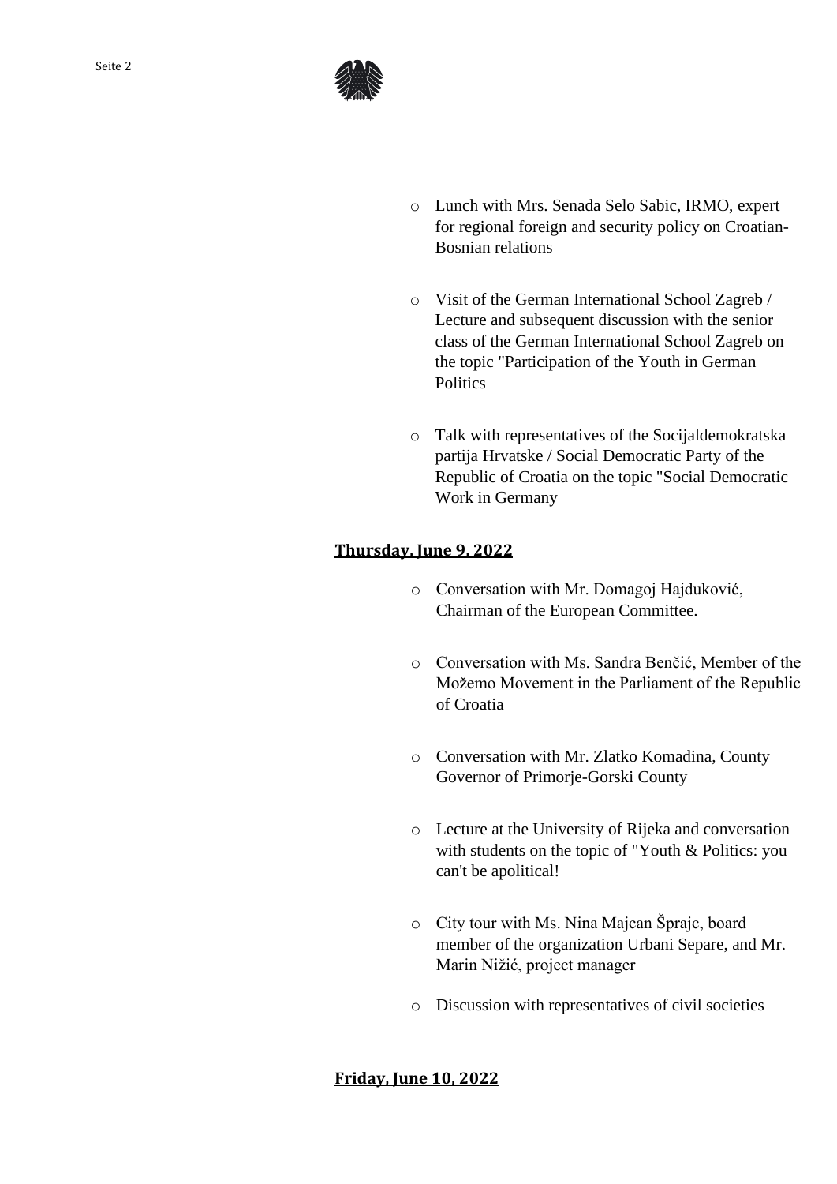- Lunch with Mrs. Senada Selo Sabic, IRMO, expert for regional foreign and security policy on Croatian-Bosnian relations

- Visit of the German International School Zagreb / Lecture and subsequent discussion with the senior class of the German International School Zagreb on the topic "Participation of the Youth in German Politics

- Talk with representatives of the Socijaldemokratska partija Hrvatske / Social Democratic Party of the Republic of Croatia on the topic "Social Democratic Work in Germany

**Thursday, June 9, 2022**

- Conversation with Mr. Domagoj Hajduković, Chairman of the European Committee.

- Conversation with Ms. Sandra Benčić, Member of the Možemo Movement in the Parliament of the Republic of Croatia

- Conversation with Mr. Zlatko Komadina, County Governor of Primorje-Gorski County

- Lecture at the University of Rijeka and conversation with students on the topic of "Youth & Politics: you can't be apolitical!

- City tour with Ms. Nina Majcan Šprajc, board member of the organization Urbani Separe, and Mr. Marin Nižić, project manager

- Discussion with representatives of civil societies

**Friday, June 10, 2022**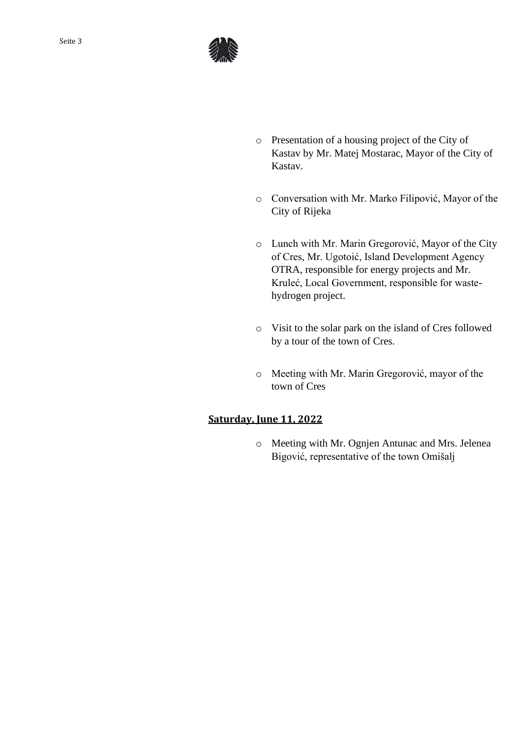- Presentation of a housing project of the City of Kastav by Mr. Matej Mostarac, Mayor of the City of Kastav.

- Conversation with Mr. Marko Filipović, Mayor of the City of Rijeka

- Lunch with Mr. Marin Gregorović, Mayor of the City of Cres, Mr. Ugotoić, Island Development Agency OTRA, responsible for energy projects and Mr. Kruleć, Local Government, responsible for waste-hydrogen project.

- Visit to the solar park on the island of Cres followed by a tour of the town of Cres.

- Meeting with Mr. Marin Gregorović, mayor of the town of Cres

**Saturday, June 11, 2022**

- Meeting with Mr. Ognjen Antunac and Mrs. Jelenea Bigović, representative of the town Omišalj